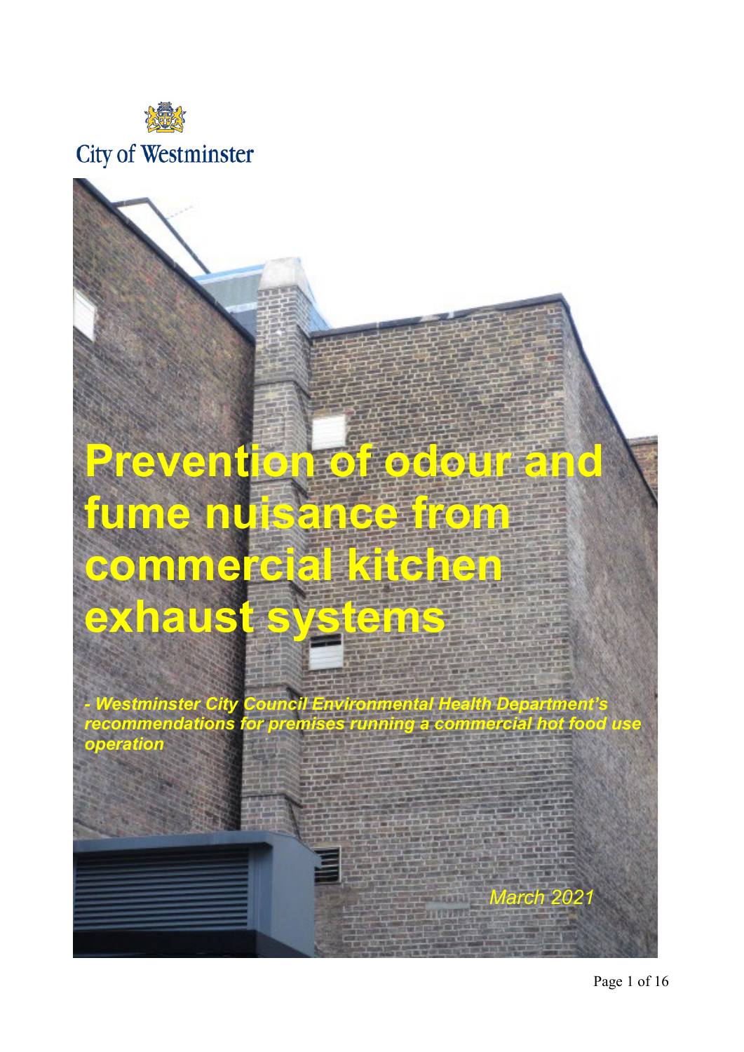City of Westminster

# Prevention of odour and fume nuisance from commercial kitchen exhaust systems

*- Westminster City Council Environmental Health Department's recommendations for premises running a commercial hot food use operation*

*March 2021*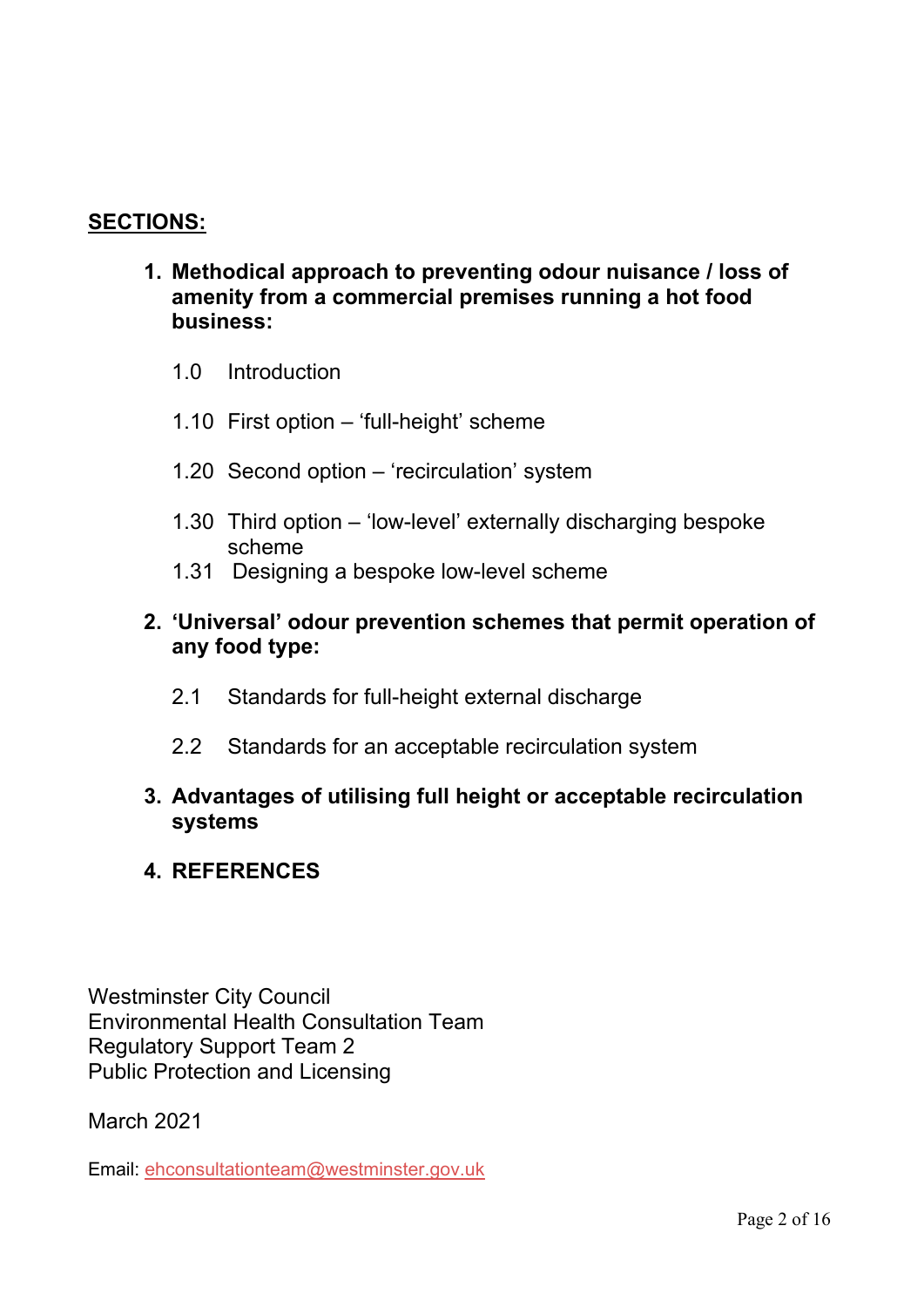**SECTIONS:**

1. **Methodical approach to preventing odour nuisance / loss of amenity from a commercial premises running a hot food business:**

   1.0 Introduction

   1.10 First option – 'full-height' scheme

   1.20 Second option – 'recirculation' system

   1.30 Third option – 'low-level' externally discharging bespoke scheme
   1.31 Designing a bespoke low-level scheme

2. **'Universal' odour prevention schemes that permit operation of any food type:**

   2.1 Standards for full-height external discharge

   2.2 Standards for an acceptable recirculation system

3. **Advantages of utilising full height or acceptable recirculation systems**

4. **REFERENCES**

Westminster City Council
Environmental Health Consultation Team
Regulatory Support Team 2
Public Protection and Licensing

March 2021

Email: ehconsultationteam@westminster.gov.uk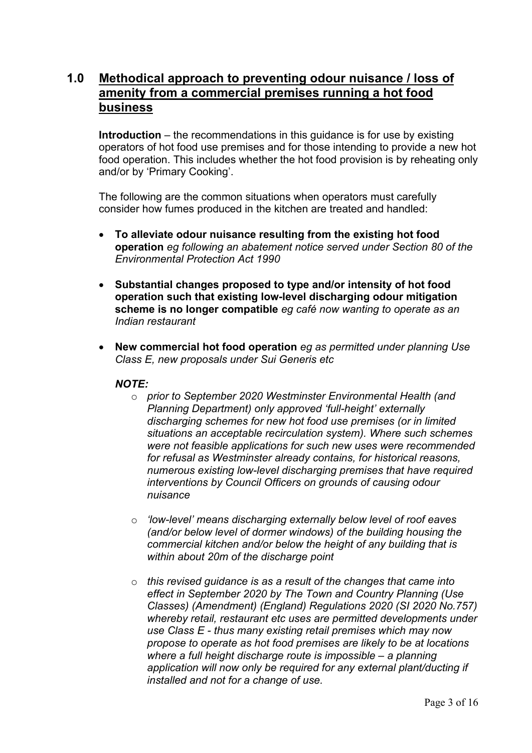## 1.0 Methodical approach to preventing odour nuisance / loss of amenity from a commercial premises running a hot food business

**Introduction** – the recommendations in this guidance is for use by existing operators of hot food use premises and for those intending to provide a new hot food operation. This includes whether the hot food provision is by reheating only and/or by 'Primary Cooking'.

The following are the common situations when operators must carefully consider how fumes produced in the kitchen are treated and handled:

- **To alleviate odour nuisance resulting from the existing hot food operation** *eg following an abatement notice served under Section 80 of the Environmental Protection Act 1990*

- **Substantial changes proposed to type and/or intensity of hot food operation such that existing low-level discharging odour mitigation scheme is no longer compatible** *eg café now wanting to operate as an Indian restaurant*

- **New commercial hot food operation** *eg as permitted under planning Use Class E, new proposals under Sui Generis etc*

  ***NOTE:***

  - *prior to September 2020 Westminster Environmental Health (and Planning Department) only approved 'full-height' externally discharging schemes for new hot food use premises (or in limited situations an acceptable recirculation system). Where such schemes were not feasible applications for such new uses were recommended for refusal as Westminster already contains, for historical reasons, numerous existing low-level discharging premises that have required interventions by Council Officers on grounds of causing odour nuisance*

  - *'low-level' means discharging externally below level of roof eaves (and/or below level of dormer windows) of the building housing the commercial kitchen and/or below the height of any building that is within about 20m of the discharge point*

  - *this revised guidance is as a result of the changes that came into effect in September 2020 by The Town and Country Planning (Use Classes) (Amendment) (England) Regulations 2020 (SI 2020 No.757) whereby retail, restaurant etc uses are permitted developments under use Class E - thus many existing retail premises which may now propose to operate as hot food premises are likely to be at locations where a full height discharge route is impossible – a planning application will now only be required for any external plant/ducting if installed and not for a change of use.*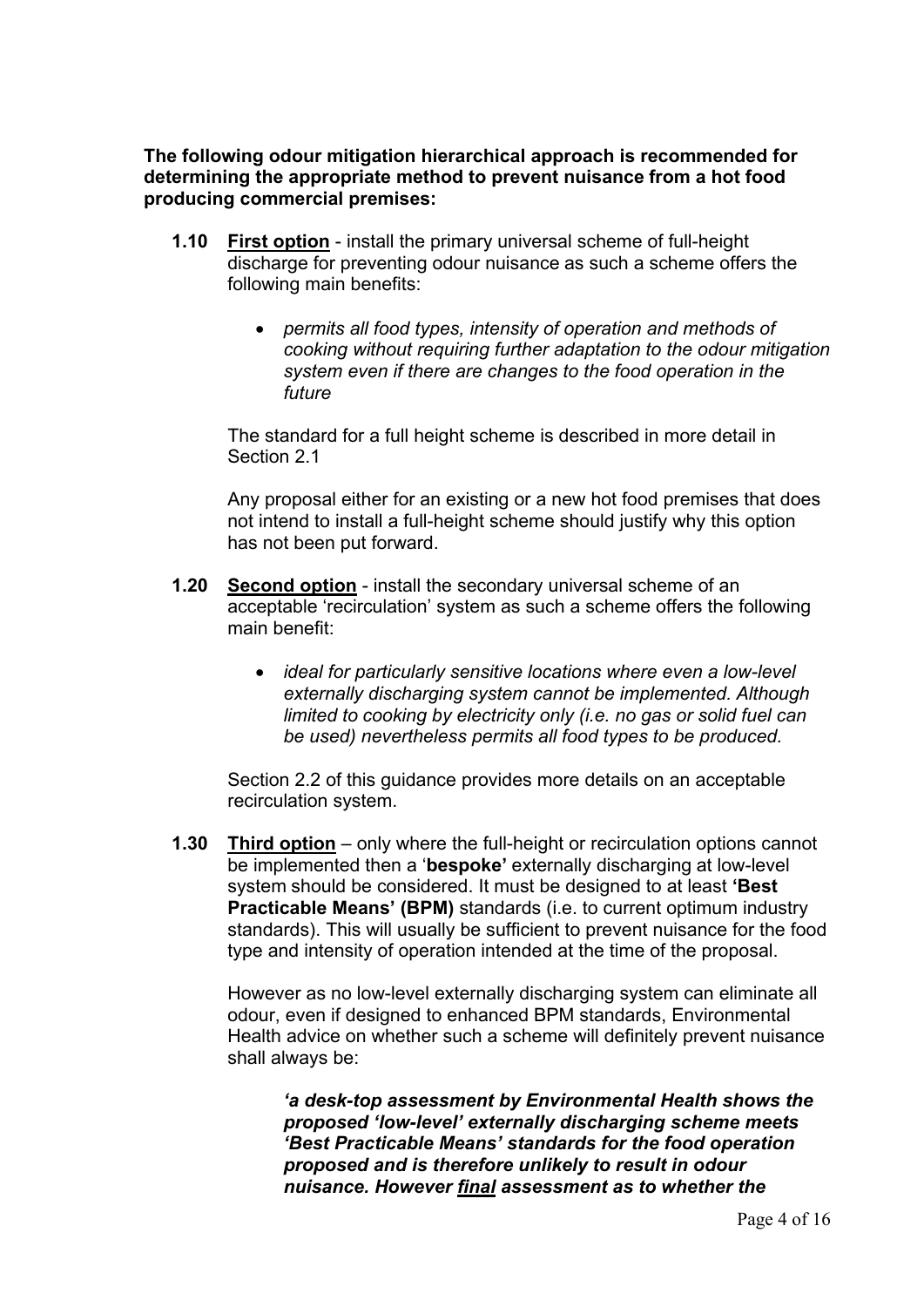**The following odour mitigation hierarchical approach is recommended for determining the appropriate method to prevent nuisance from a hot food producing commercial premises:**

**1.10** **First option** - install the primary universal scheme of full-height discharge for preventing odour nuisance as such a scheme offers the following main benefits:

- *permits all food types, intensity of operation and methods of cooking without requiring further adaptation to the odour mitigation system even if there are changes to the food operation in the future*

The standard for a full height scheme is described in more detail in Section 2.1

Any proposal either for an existing or a new hot food premises that does not intend to install a full-height scheme should justify why this option has not been put forward.

**1.20** **Second option** - install the secondary universal scheme of an acceptable 'recirculation' system as such a scheme offers the following main benefit:

- *ideal for particularly sensitive locations where even a low-level externally discharging system cannot be implemented. Although limited to cooking by electricity only (i.e. no gas or solid fuel can be used) nevertheless permits all food types to be produced.*

Section 2.2 of this guidance provides more details on an acceptable recirculation system.

**1.30** **Third option** – only where the full-height or recirculation options cannot be implemented then a '**bespoke'** externally discharging at low-level system should be considered. It must be designed to at least **'Best Practicable Means' (BPM)** standards (i.e. to current optimum industry standards). This will usually be sufficient to prevent nuisance for the food type and intensity of operation intended at the time of the proposal.

However as no low-level externally discharging system can eliminate all odour, even if designed to enhanced BPM standards, Environmental Health advice on whether such a scheme will definitely prevent nuisance shall always be:

> ***'a desk-top assessment by Environmental Health shows the proposed 'low-level' externally discharging scheme meets 'Best Practicable Means' standards for the food operation proposed and is therefore unlikely to result in odour nuisance. However final assessment as to whether the***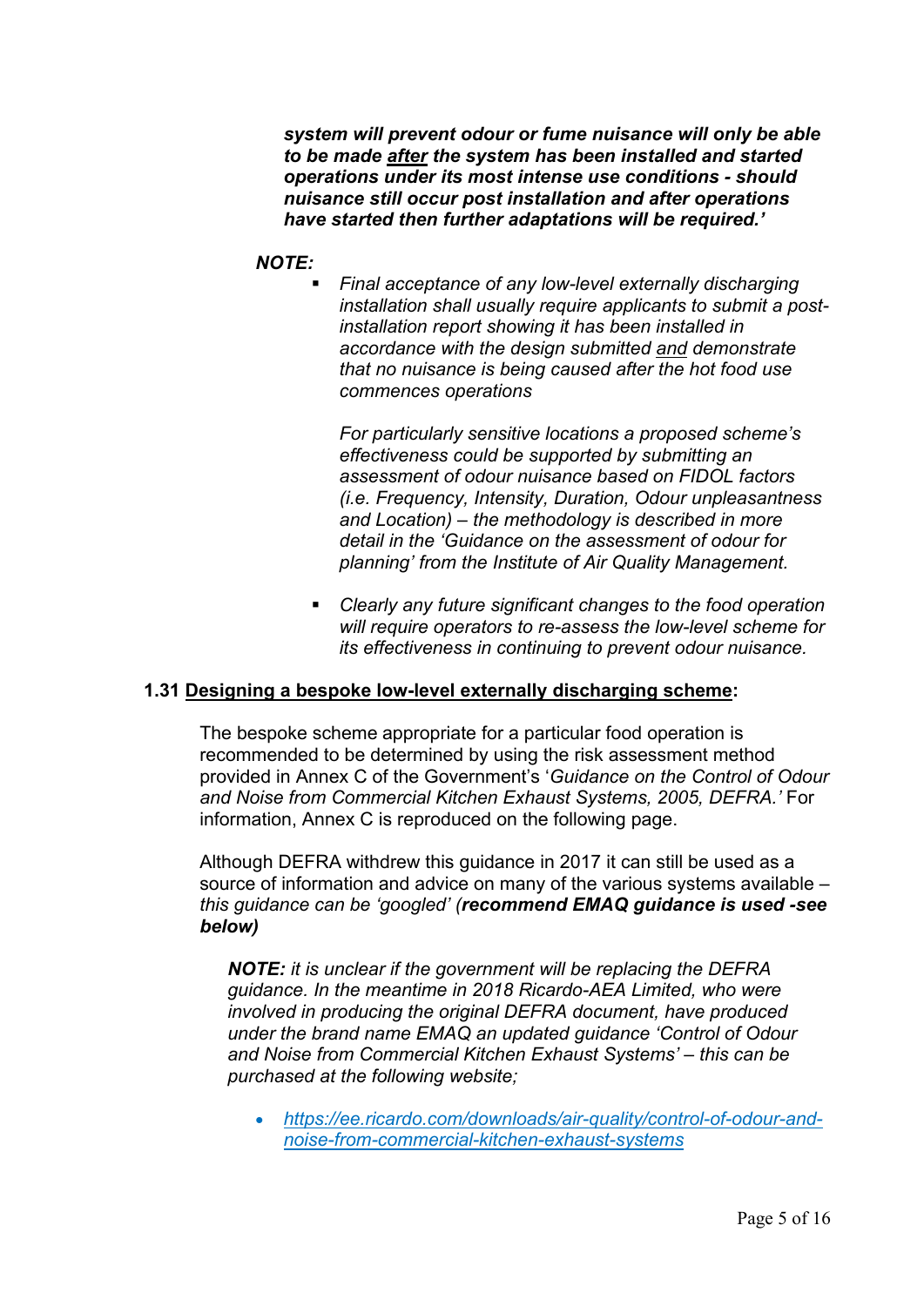***system will prevent odour or fume nuisance will only be able to be made <u>after</u> the system has been installed and started operations under its most intense use conditions - should nuisance still occur post installation and after operations have started then further adaptations will be required.'***

***NOTE:***

- *Final acceptance of any low-level externally discharging installation shall usually require applicants to submit a post-installation report showing it has been installed in accordance with the design submitted <u>and</u> demonstrate that no nuisance is being caused after the hot food use commences operations*

  *For particularly sensitive locations a proposed scheme's effectiveness could be supported by submitting an assessment of odour nuisance based on FIDOL factors (i.e. Frequency, Intensity, Duration, Odour unpleasantness and Location) – the methodology is described in more detail in the 'Guidance on the assessment of odour for planning' from the Institute of Air Quality Management.*

- *Clearly any future significant changes to the food operation will require operators to re-assess the low-level scheme for its effectiveness in continuing to prevent odour nuisance.*

**1.31 <u>Designing a bespoke low-level externally discharging scheme</u>:**

The bespoke scheme appropriate for a particular food operation is recommended to be determined by using the risk assessment method provided in Annex C of the Government's '*Guidance on the Control of Odour and Noise from Commercial Kitchen Exhaust Systems, 2005, DEFRA.'* For information, Annex C is reproduced on the following page.

Although DEFRA withdrew this guidance in 2017 it can still be used as a source of information and advice on many of the various systems available – *this guidance can be 'googled'* (***recommend EMAQ guidance is used -see below)***

***NOTE:*** *it is unclear if the government will be replacing the DEFRA guidance. In the meantime in 2018 Ricardo-AEA Limited, who were involved in producing the original DEFRA document, have produced under the brand name EMAQ an updated guidance 'Control of Odour and Noise from Commercial Kitchen Exhaust Systems' – this can be purchased at the following website;*

- *https://ee.ricardo.com/downloads/air-quality/control-of-odour-and-noise-from-commercial-kitchen-exhaust-systems*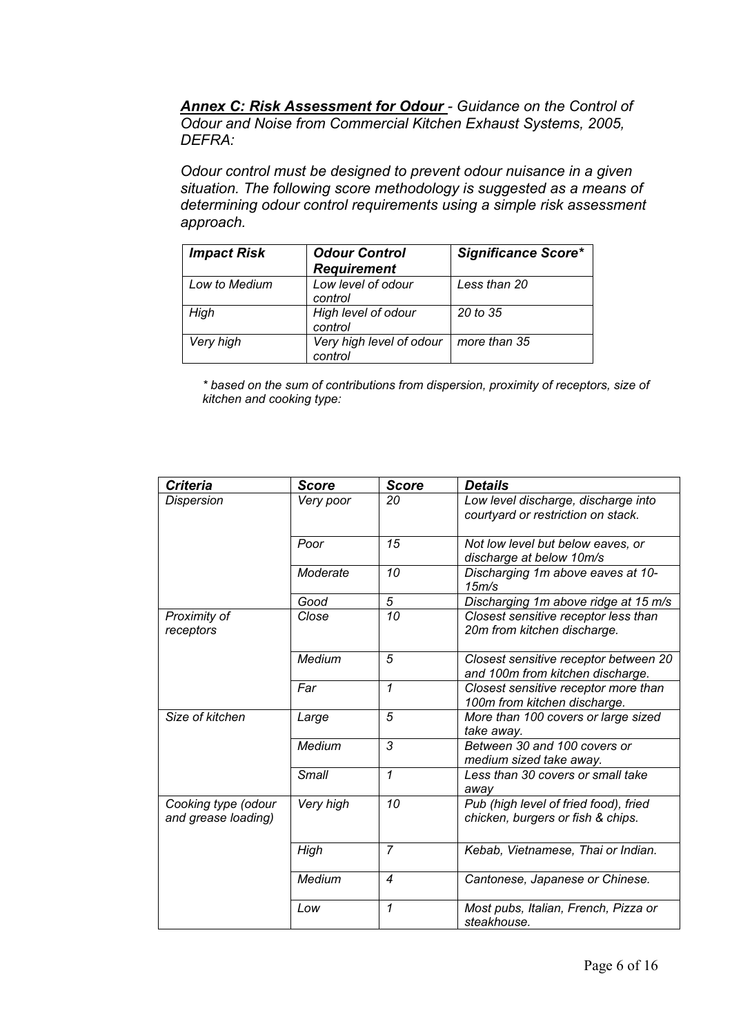***<u>Annex C: Risk Assessment for Odour</u>*** *- Guidance on the Control of Odour and Noise from Commercial Kitchen Exhaust Systems, 2005, DEFRA:*

*Odour control must be designed to prevent odour nuisance in a given situation. The following score methodology is suggested as a means of determining odour control requirements using a simple risk assessment approach.*

| ***Impact Risk*** | ***Odour Control Requirement*** | ***Significance Score**** |
|---|---|---|
| *Low to Medium* | *Low level of odour control* | *Less than 20* |
| *High* | *High level of odour control* | *20 to 35* |
| *Very high* | *Very high level of odour control* | *more than 35* |

*\* based on the sum of contributions from dispersion, proximity of receptors, size of kitchen and cooking type:*

| ***Criteria*** | ***Score*** | ***Score*** | ***Details*** |
|---|---|---|---|
| *Dispersion* | *Very poor* | *20* | *Low level discharge, discharge into courtyard or restriction on stack.* |
| | *Poor* | *15* | *Not low level but below eaves, or discharge at below 10m/s* |
| | *Moderate* | *10* | *Discharging 1m above eaves at 10-15m/s* |
| | *Good* | *5* | *Discharging 1m above ridge at 15 m/s* |
| *Proximity of receptors* | *Close* | *10* | *Closest sensitive receptor less than 20m from kitchen discharge.* |
| | *Medium* | *5* | *Closest sensitive receptor between 20 and 100m from kitchen discharge.* |
| | *Far* | *1* | *Closest sensitive receptor more than 100m from kitchen discharge.* |
| *Size of kitchen* | *Large* | *5* | *More than 100 covers or large sized take away.* |
| | *Medium* | *3* | *Between 30 and 100 covers or medium sized take away.* |
| | *Small* | *1* | *Less than 30 covers or small take away* |
| *Cooking type (odour and grease loading)* | *Very high* | *10* | *Pub (high level of fried food), fried chicken, burgers or fish & chips.* |
| | *High* | *7* | *Kebab, Vietnamese, Thai or Indian.* |
| | *Medium* | *4* | *Cantonese, Japanese or Chinese.* |
| | *Low* | *1* | *Most pubs, Italian, French, Pizza or steakhouse.* |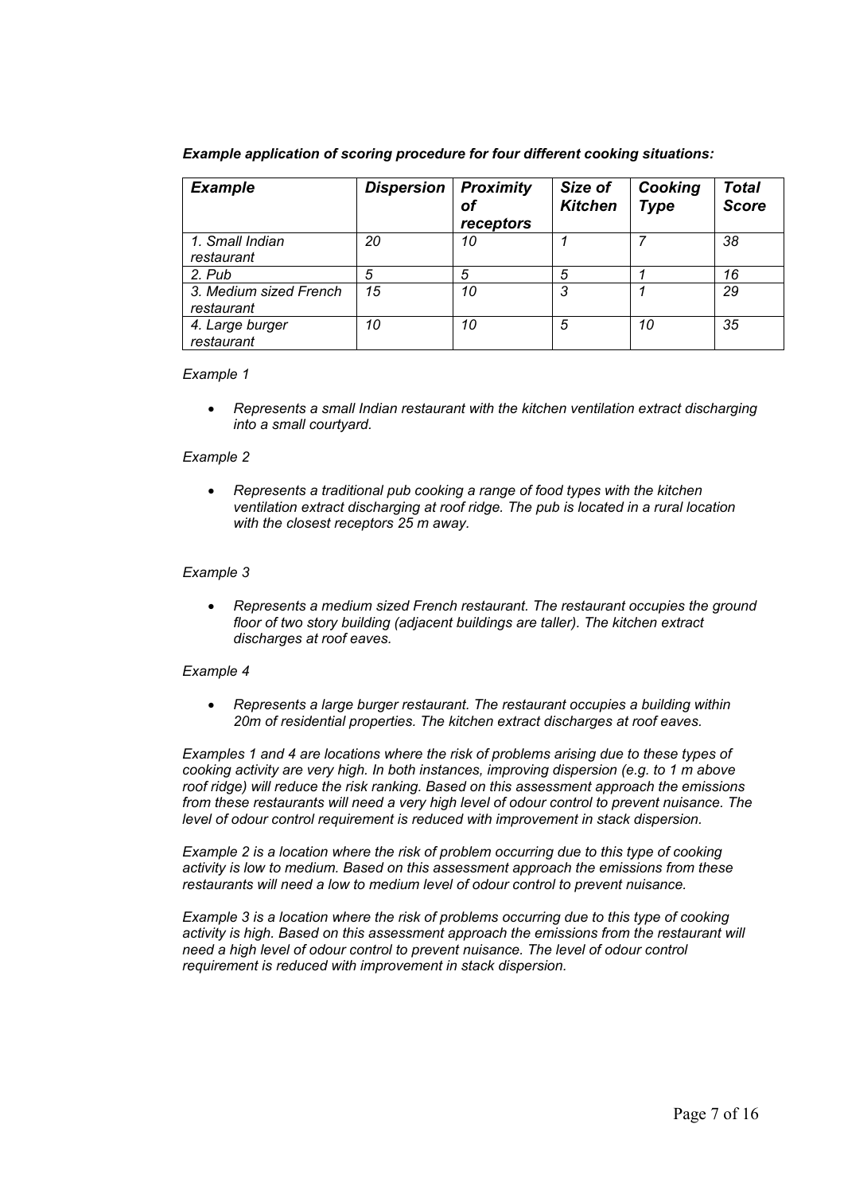***Example application of scoring procedure for four different cooking situations:***

| *Example* | *Dispersion* | *Proximity of receptors* | *Size of Kitchen* | *Cooking Type* | *Total Score* |
|---|---|---|---|---|---|
| *1. Small Indian restaurant* | *20* | *10* | *1* | *7* | *38* |
| *2. Pub* | *5* | *5* | *5* | *1* | *16* |
| *3. Medium sized French restaurant* | *15* | *10* | *3* | *1* | *29* |
| *4. Large burger restaurant* | *10* | *10* | *5* | *10* | *35* |

*Example 1*

- *Represents a small Indian restaurant with the kitchen ventilation extract discharging into a small courtyard.*

*Example 2*

- *Represents a traditional pub cooking a range of food types with the kitchen ventilation extract discharging at roof ridge. The pub is located in a rural location with the closest receptors 25 m away.*

*Example 3*

- *Represents a medium sized French restaurant. The restaurant occupies the ground floor of two story building (adjacent buildings are taller). The kitchen extract discharges at roof eaves.*

*Example 4*

- *Represents a large burger restaurant. The restaurant occupies a building within 20m of residential properties. The kitchen extract discharges at roof eaves.*

*Examples 1 and 4 are locations where the risk of problems arising due to these types of cooking activity are very high. In both instances, improving dispersion (e.g. to 1 m above roof ridge) will reduce the risk ranking. Based on this assessment approach the emissions from these restaurants will need a very high level of odour control to prevent nuisance. The level of odour control requirement is reduced with improvement in stack dispersion.*

*Example 2 is a location where the risk of problem occurring due to this type of cooking activity is low to medium. Based on this assessment approach the emissions from these restaurants will need a low to medium level of odour control to prevent nuisance.*

*Example 3 is a location where the risk of problems occurring due to this type of cooking activity is high. Based on this assessment approach the emissions from the restaurant will need a high level of odour control to prevent nuisance. The level of odour control requirement is reduced with improvement in stack dispersion.*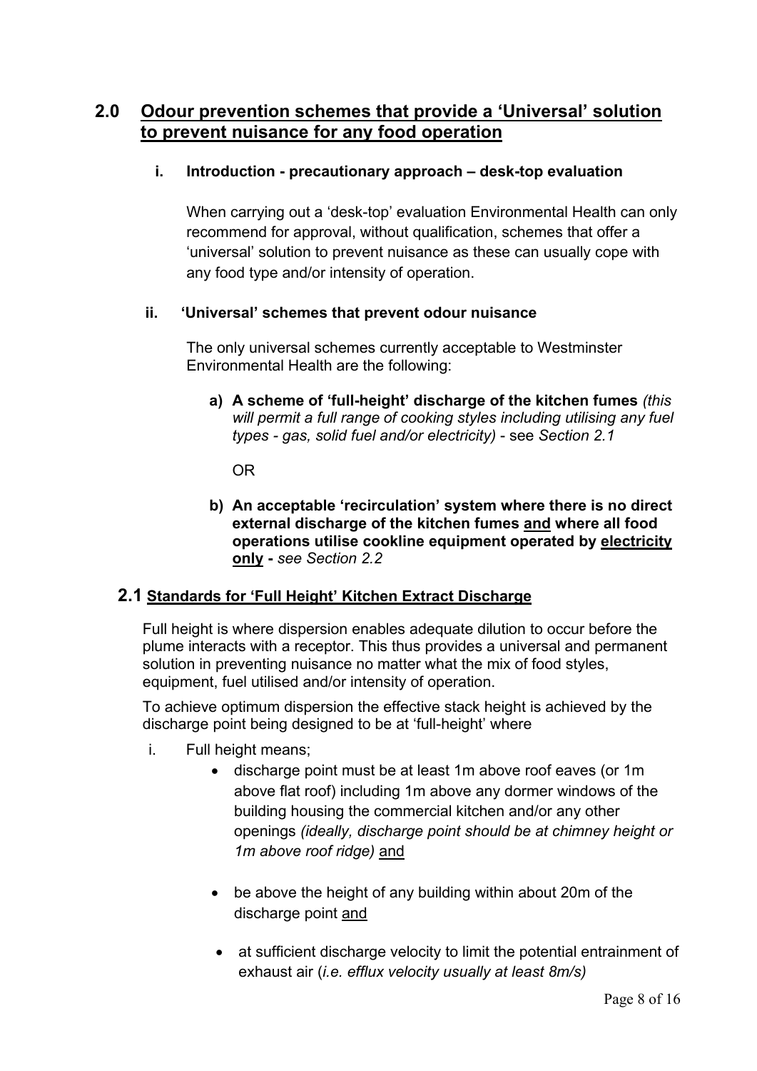## 2.0 Odour prevention schemes that provide a 'Universal' solution to prevent nuisance for any food operation

### i. Introduction - precautionary approach – desk-top evaluation

When carrying out a 'desk-top' evaluation Environmental Health can only recommend for approval, without qualification, schemes that offer a 'universal' solution to prevent nuisance as these can usually cope with any food type and/or intensity of operation.

### ii. 'Universal' schemes that prevent odour nuisance

The only universal schemes currently acceptable to Westminster Environmental Health are the following:

a) **A scheme of 'full-height' discharge of the kitchen fumes** *(this will permit a full range of cooking styles including utilising any fuel types - gas, solid fuel and/or electricity)* - see *Section 2.1*

OR

b) **An acceptable 'recirculation' system where there is no direct external discharge of the kitchen fumes and where all food operations utilise cookline equipment operated by electricity only -** *see Section 2.2*

## 2.1 Standards for 'Full Height' Kitchen Extract Discharge

Full height is where dispersion enables adequate dilution to occur before the plume interacts with a receptor. This thus provides a universal and permanent solution in preventing nuisance no matter what the mix of food styles, equipment, fuel utilised and/or intensity of operation.

To achieve optimum dispersion the effective stack height is achieved by the discharge point being designed to be at 'full-height' where

i. Full height means;

- discharge point must be at least 1m above roof eaves (or 1m above flat roof) including 1m above any dormer windows of the building housing the commercial kitchen and/or any other openings *(ideally, discharge point should be at chimney height or 1m above roof ridge)* and
- be above the height of any building within about 20m of the discharge point and
- at sufficient discharge velocity to limit the potential entrainment of exhaust air (*i.e. efflux velocity usually at least 8m/s)*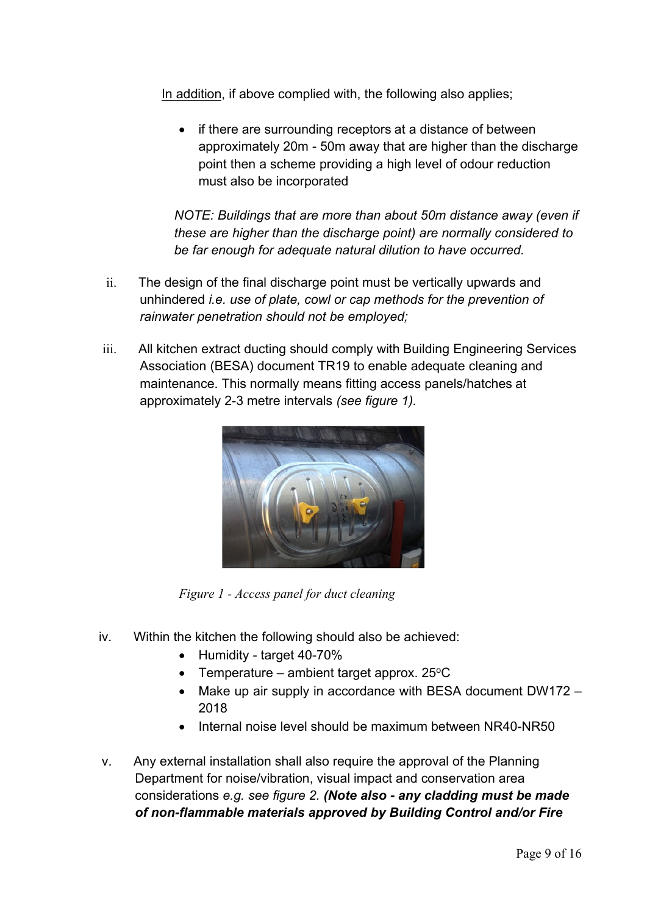<u>In addition</u>, if above complied with, the following also applies;

- if there are surrounding receptors at a distance of between approximately 20m - 50m away that are higher than the discharge point then a scheme providing a high level of odour reduction must also be incorporated

*NOTE: Buildings that are more than about 50m distance away (even if these are higher than the discharge point) are normally considered to be far enough for adequate natural dilution to have occurred.*

ii. The design of the final discharge point must be vertically upwards and unhindered *i.e. use of plate, cowl or cap methods for the prevention of rainwater penetration should not be employed;*

iii. All kitchen extract ducting should comply with Building Engineering Services Association (BESA) document TR19 to enable adequate cleaning and maintenance. This normally means fitting access panels/hatches at approximately 2-3 metre intervals *(see figure 1).*

*Figure 1 - Access panel for duct cleaning*

iv. Within the kitchen the following should also be achieved:
   - Humidity - target 40-70%
   - Temperature – ambient target approx. 25$^{o}$C
   - Make up air supply in accordance with BESA document DW172 – 2018
   - Internal noise level should be maximum between NR40-NR50

v. Any external installation shall also require the approval of the Planning Department for noise/vibration, visual impact and conservation area considerations *e.g. see figure 2.* ***(Note also - any cladding must be made of non-flammable materials approved by Building Control and/or Fire***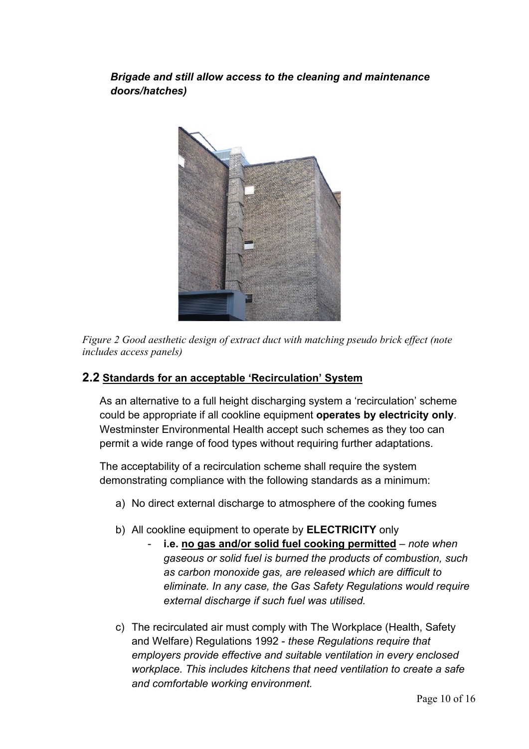***Brigade and still allow access to the cleaning and maintenance doors/hatches)***

*Figure 2 Good aesthetic design of extract duct with matching pseudo brick effect (note includes access panels)*

## 2.2 <u>Standards for an acceptable 'Recirculation' System</u>

As an alternative to a full height discharging system a 'recirculation' scheme could be appropriate if all cookline equipment **operates by electricity only**. Westminster Environmental Health accept such schemes as they too can permit a wide range of food types without requiring further adaptations.

The acceptability of a recirculation scheme shall require the system demonstrating compliance with the following standards as a minimum:

a) No direct external discharge to atmosphere of the cooking fumes

b) All cookline equipment to operate by **ELECTRICITY** only
   - **i.e. <u>no gas and/or solid fuel cooking permitted</u>** – *note when gaseous or solid fuel is burned the products of combustion, such as carbon monoxide gas, are released which are difficult to eliminate. In any case, the Gas Safety Regulations would require external discharge if such fuel was utilised.*

c) The recirculated air must comply with The Workplace (Health, Safety and Welfare) Regulations 1992 - *these Regulations require that employers provide effective and suitable ventilation in every enclosed workplace. This includes kitchens that need ventilation to create a safe and comfortable working environment*.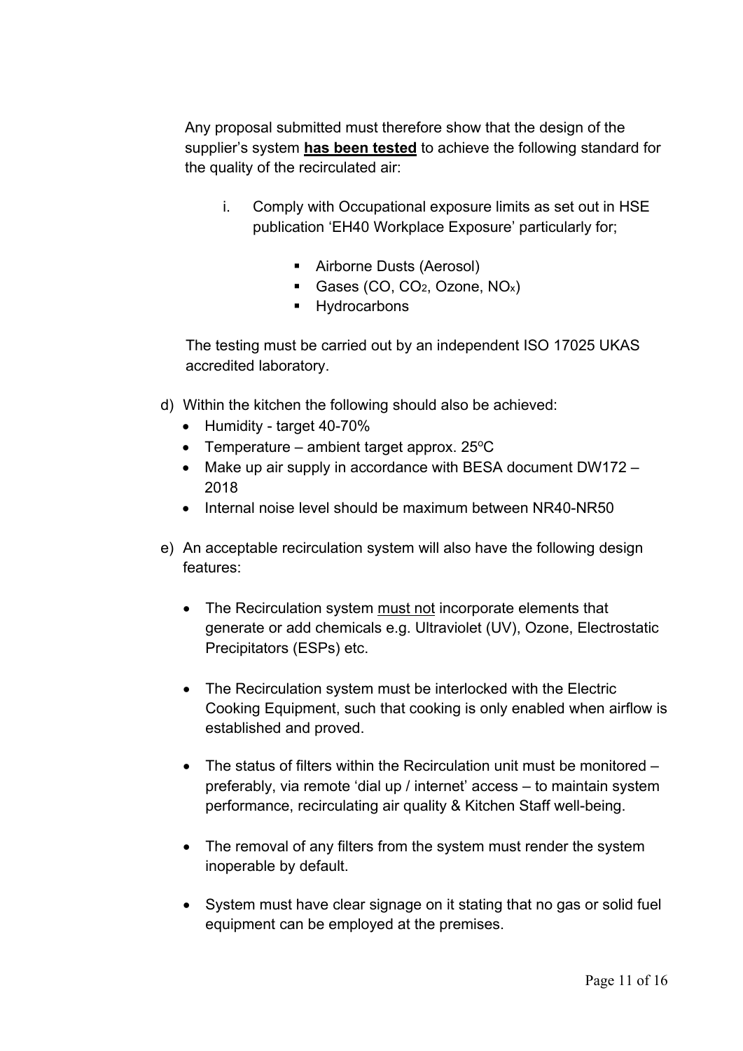Any proposal submitted must therefore show that the design of the supplier's system **has been tested** to achieve the following standard for the quality of the recirculated air:

i. Comply with Occupational exposure limits as set out in HSE publication 'EH40 Workplace Exposure' particularly for;

   - Airborne Dusts (Aerosol)
   - Gases (CO, $CO_2$, Ozone, $NO_x$)
   - Hydrocarbons

The testing must be carried out by an independent ISO 17025 UKAS accredited laboratory.

d) Within the kitchen the following should also be achieved:
   - Humidity - target 40-70%
   - Temperature – ambient target approx. 25°C
   - Make up air supply in accordance with BESA document DW172 – 2018
   - Internal noise level should be maximum between NR40-NR50

e) An acceptable recirculation system will also have the following design features:

   - The Recirculation system <u>must not</u> incorporate elements that generate or add chemicals e.g. Ultraviolet (UV), Ozone, Electrostatic Precipitators (ESPs) etc.

   - The Recirculation system must be interlocked with the Electric Cooking Equipment, such that cooking is only enabled when airflow is established and proved.

   - The status of filters within the Recirculation unit must be monitored – preferably, via remote 'dial up / internet' access – to maintain system performance, recirculating air quality & Kitchen Staff well-being.

   - The removal of any filters from the system must render the system inoperable by default.

   - System must have clear signage on it stating that no gas or solid fuel equipment can be employed at the premises.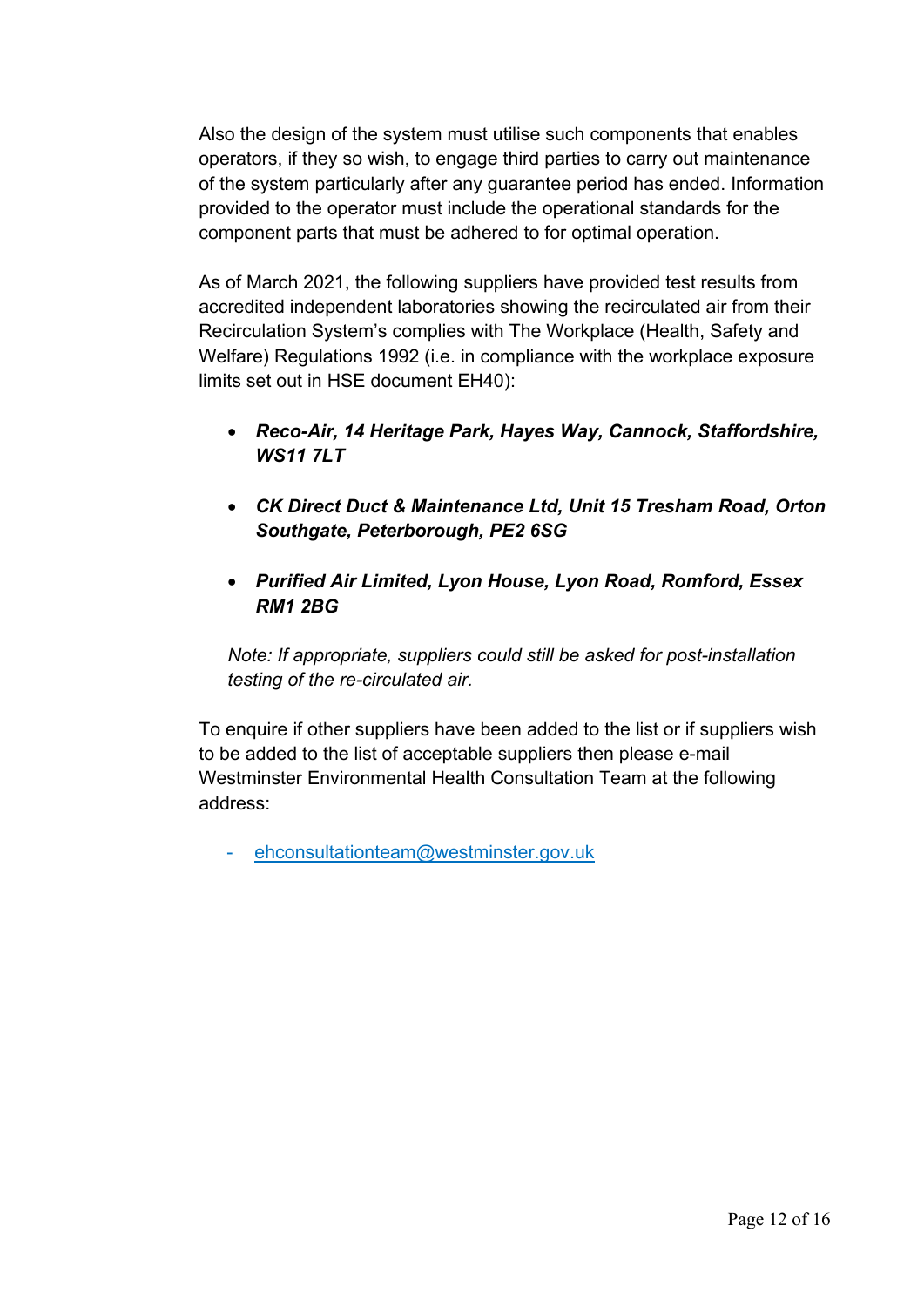Also the design of the system must utilise such components that enables operators, if they so wish, to engage third parties to carry out maintenance of the system particularly after any guarantee period has ended. Information provided to the operator must include the operational standards for the component parts that must be adhered to for optimal operation.

As of March 2021, the following suppliers have provided test results from accredited independent laboratories showing the recirculated air from their Recirculation System's complies with The Workplace (Health, Safety and Welfare) Regulations 1992 (i.e. in compliance with the workplace exposure limits set out in HSE document EH40):

- ***Reco-Air, 14 Heritage Park, Hayes Way, Cannock, Staffordshire, WS11 7LT***
- ***CK Direct Duct & Maintenance Ltd, Unit 15 Tresham Road, Orton Southgate, Peterborough, PE2 6SG***
- ***Purified Air Limited, Lyon House, Lyon Road, Romford, Essex RM1 2BG***

*Note: If appropriate, suppliers could still be asked for post-installation testing of the re-circulated air.*

To enquire if other suppliers have been added to the list or if suppliers wish to be added to the list of acceptable suppliers then please e-mail Westminster Environmental Health Consultation Team at the following address:

- ehconsultationteam@westminster.gov.uk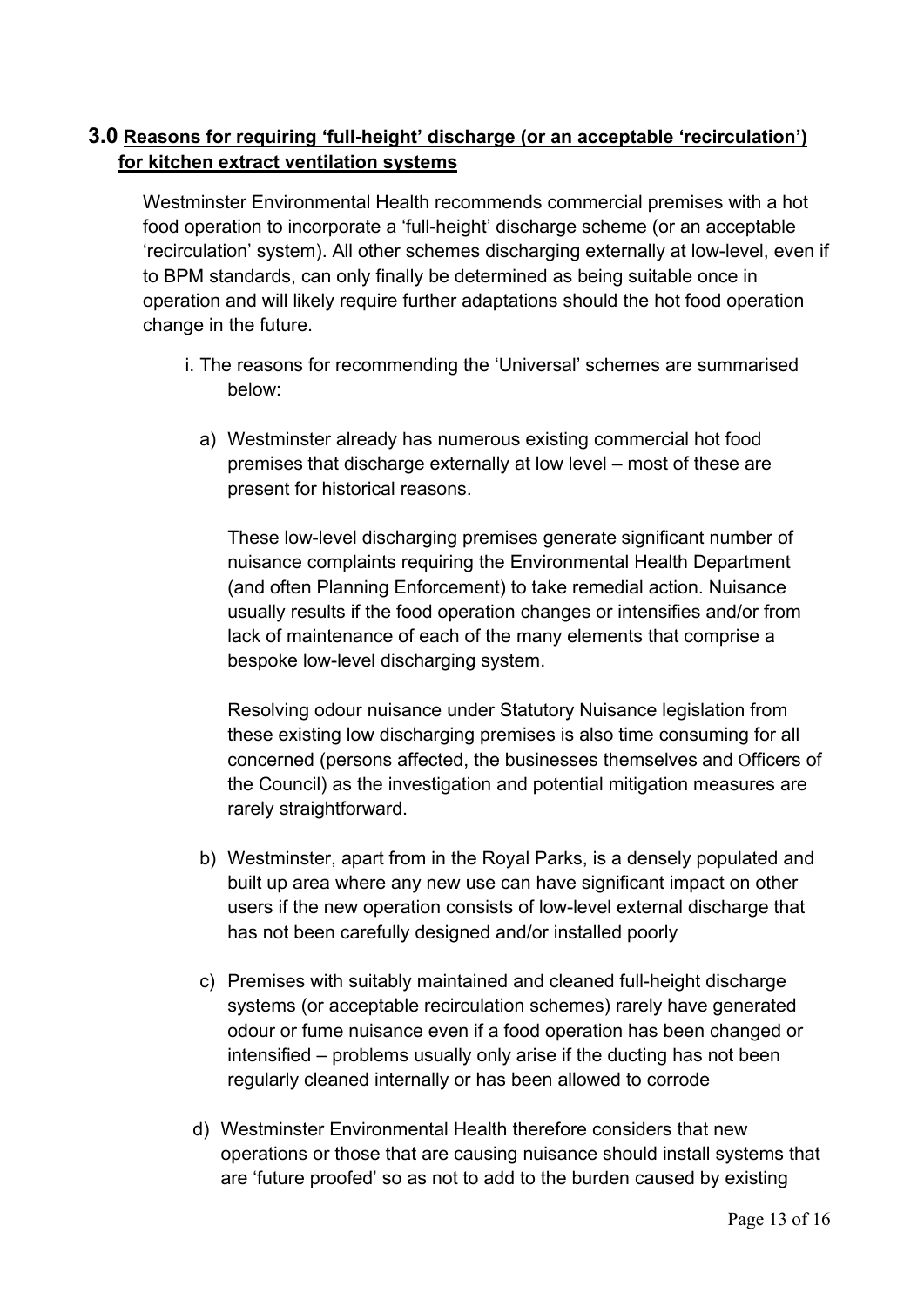## 3.0 Reasons for requiring 'full-height' discharge (or an acceptable 'recirculation') for kitchen extract ventilation systems

Westminster Environmental Health recommends commercial premises with a hot food operation to incorporate a 'full-height' discharge scheme (or an acceptable 'recirculation' system). All other schemes discharging externally at low-level, even if to BPM standards, can only finally be determined as being suitable once in operation and will likely require further adaptations should the hot food operation change in the future.

i. The reasons for recommending the 'Universal' schemes are summarised below:

a) Westminster already has numerous existing commercial hot food premises that discharge externally at low level – most of these are present for historical reasons.

   These low-level discharging premises generate significant number of nuisance complaints requiring the Environmental Health Department (and often Planning Enforcement) to take remedial action. Nuisance usually results if the food operation changes or intensifies and/or from lack of maintenance of each of the many elements that comprise a bespoke low-level discharging system.

   Resolving odour nuisance under Statutory Nuisance legislation from these existing low discharging premises is also time consuming for all concerned (persons affected, the businesses themselves and Officers of the Council) as the investigation and potential mitigation measures are rarely straightforward.

b) Westminster, apart from in the Royal Parks, is a densely populated and built up area where any new use can have significant impact on other users if the new operation consists of low-level external discharge that has not been carefully designed and/or installed poorly

c) Premises with suitably maintained and cleaned full-height discharge systems (or acceptable recirculation schemes) rarely have generated odour or fume nuisance even if a food operation has been changed or intensified – problems usually only arise if the ducting has not been regularly cleaned internally or has been allowed to corrode

d) Westminster Environmental Health therefore considers that new operations or those that are causing nuisance should install systems that are 'future proofed' so as not to add to the burden caused by existing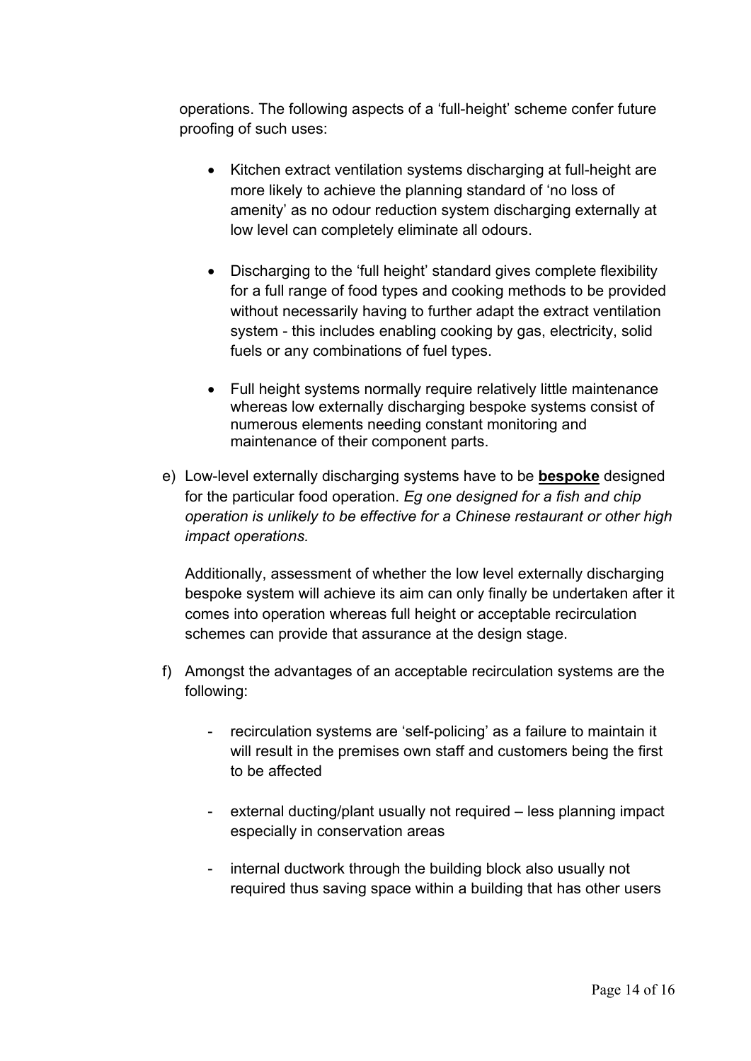operations. The following aspects of a 'full-height' scheme confer future proofing of such uses:

- Kitchen extract ventilation systems discharging at full-height are more likely to achieve the planning standard of 'no loss of amenity' as no odour reduction system discharging externally at low level can completely eliminate all odours.

- Discharging to the 'full height' standard gives complete flexibility for a full range of food types and cooking methods to be provided without necessarily having to further adapt the extract ventilation system - this includes enabling cooking by gas, electricity, solid fuels or any combinations of fuel types.

- Full height systems normally require relatively little maintenance whereas low externally discharging bespoke systems consist of numerous elements needing constant monitoring and maintenance of their component parts.

e) Low-level externally discharging systems have to be <u>**bespoke**</u> designed for the particular food operation. *Eg one designed for a fish and chip operation is unlikely to be effective for a Chinese restaurant or other high impact operations.*

   Additionally, assessment of whether the low level externally discharging bespoke system will achieve its aim can only finally be undertaken after it comes into operation whereas full height or acceptable recirculation schemes can provide that assurance at the design stage.

f) Amongst the advantages of an acceptable recirculation systems are the following:

   - recirculation systems are 'self-policing' as a failure to maintain it will result in the premises own staff and customers being the first to be affected

   - external ducting/plant usually not required – less planning impact especially in conservation areas

   - internal ductwork through the building block also usually not required thus saving space within a building that has other users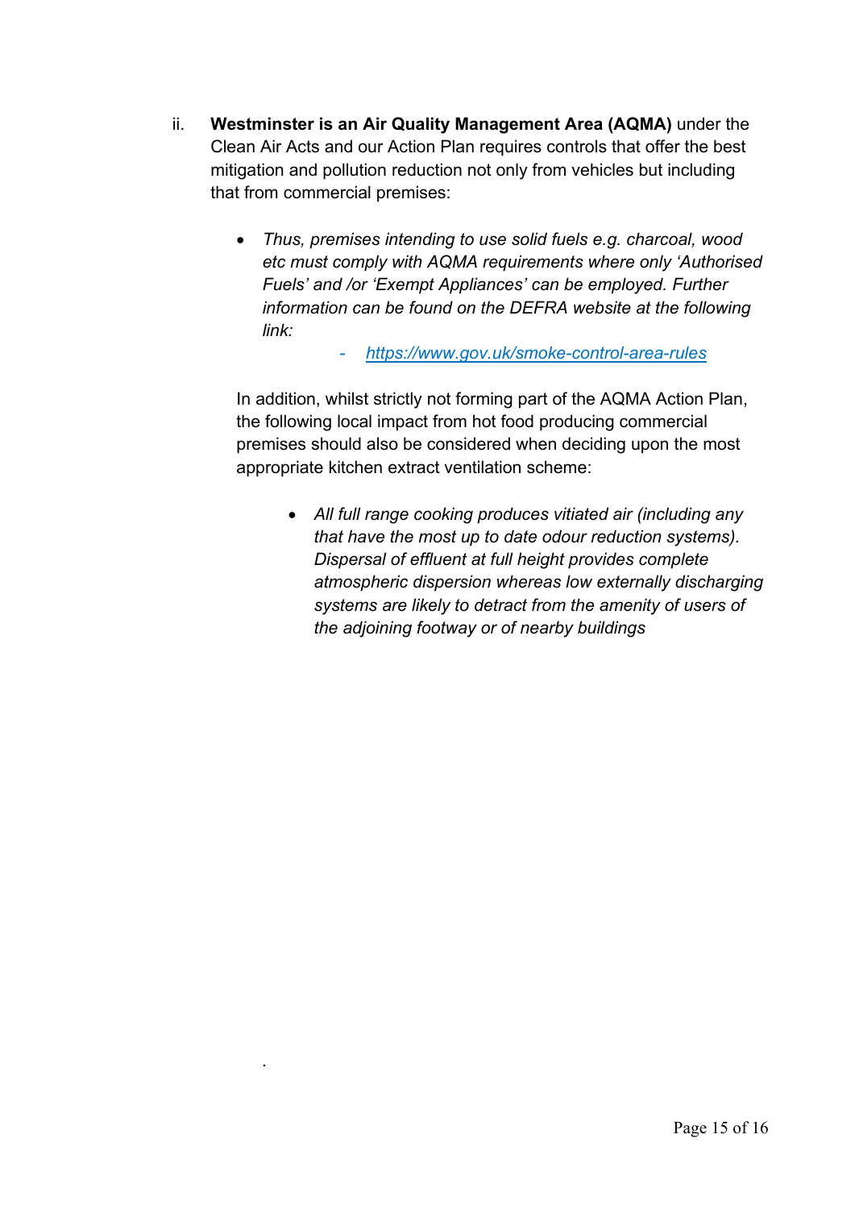ii. **Westminster is an Air Quality Management Area (AQMA)** under the Clean Air Acts and our Action Plan requires controls that offer the best mitigation and pollution reduction not only from vehicles but including that from commercial premises:

- *Thus, premises intending to use solid fuels e.g. charcoal, wood etc must comply with AQMA requirements where only 'Authorised Fuels' and /or 'Exempt Appliances' can be employed. Further information can be found on the DEFRA website at the following link:*
    - [https://www.gov.uk/smoke-control-area-rules](https://www.gov.uk/smoke-control-area-rules)

In addition, whilst strictly not forming part of the AQMA Action Plan, the following local impact from hot food producing commercial premises should also be considered when deciding upon the most appropriate kitchen extract ventilation scheme:

- *All full range cooking produces vitiated air (including any that have the most up to date odour reduction systems). Dispersal of effluent at full height provides complete atmospheric dispersion whereas low externally discharging systems are likely to detract from the amenity of users of the adjoining footway or of nearby buildings*

.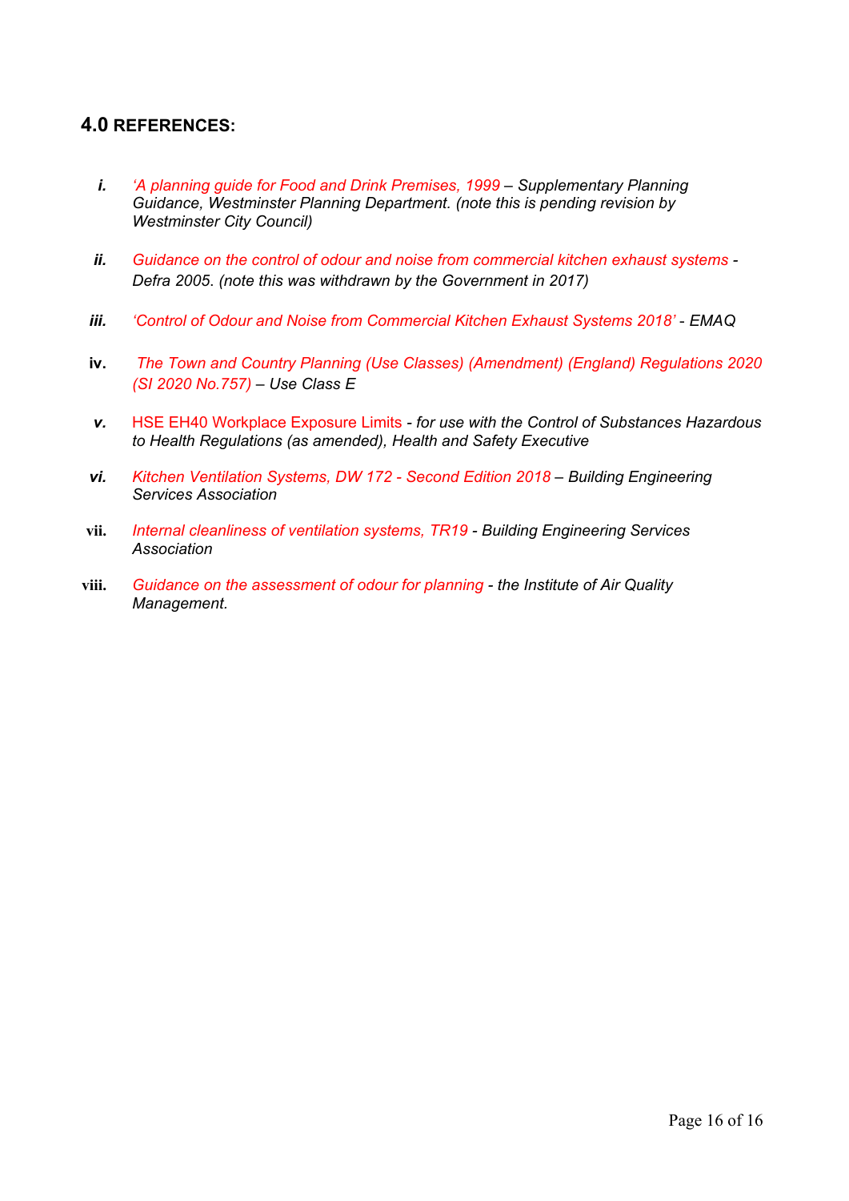## 4.0 REFERENCES:

- ***i.*** *'A planning guide for Food and Drink Premises, 1999 – Supplementary Planning Guidance, Westminster Planning Department. (note this is pending revision by Westminster City Council)*
- ***ii.*** *Guidance on the control of odour and noise from commercial kitchen exhaust systems - Defra 2005. (note this was withdrawn by the Government in 2017)*
- ***iii.*** *'Control of Odour and Noise from Commercial Kitchen Exhaust Systems 2018' - EMAQ*
- **iv.** *The Town and Country Planning (Use Classes) (Amendment) (England) Regulations 2020 (SI 2020 No.757) – Use Class E*
- ***v.*** HSE EH40 Workplace Exposure Limits *- for use with the Control of Substances Hazardous to Health Regulations (as amended), Health and Safety Executive*
- ***vi.*** *Kitchen Ventilation Systems, DW 172 - Second Edition 2018 – Building Engineering Services Association*
- **vii.** *Internal cleanliness of ventilation systems, TR19 - Building Engineering Services Association*
- **viii.** *Guidance on the assessment of odour for planning - the Institute of Air Quality Management.*